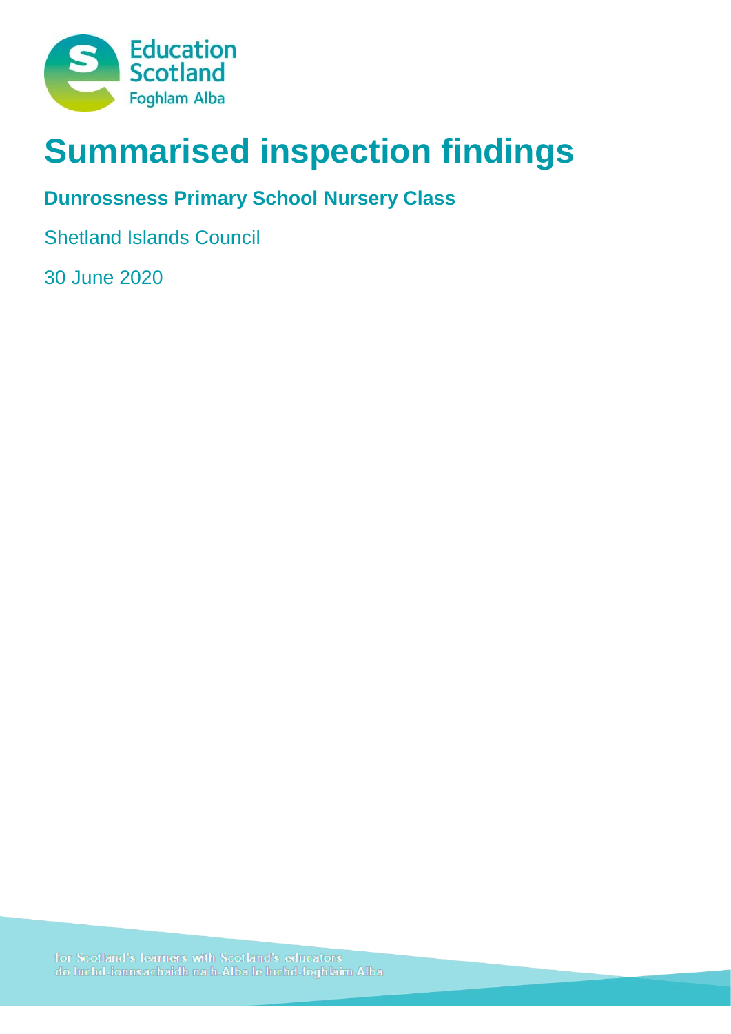# Summarised inspection findings

## Dunrossness Primary School Nursery Class

Shetland Islands Council

30 June 2020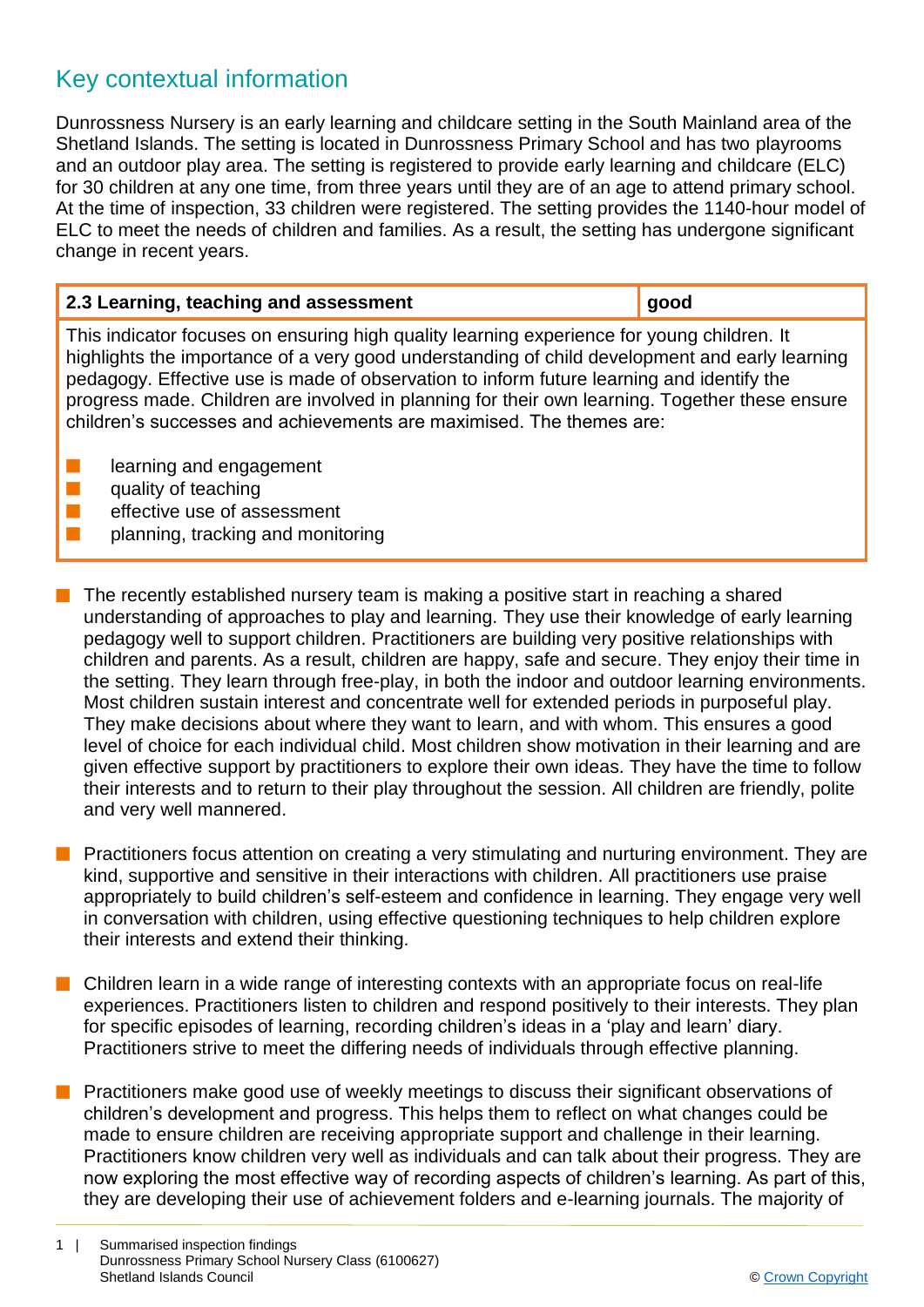## Key contextual information

Dunrossness Nursery is an early learning and childcare setting in the South Mainland area of the Shetland Islands. The setting is located in Dunrossness Primary School and has two playrooms and an outdoor play area. The setting is registered to provide early learning and childcare (ELC) for 30 children at any one time, from three years until they are of an age to attend primary school. At the time of inspection, 33 children were registered. The setting provides the 1140-hour model of ELC to meet the needs of children and families. As a result, the setting has undergone significant change in recent years.

| 2.3 Learning, teaching and assessment | good |
| --- | --- |

This indicator focuses on ensuring high quality learning experience for young children. It highlights the importance of a very good understanding of child development and early learning pedagogy. Effective use is made of observation to inform future learning and identify the progress made. Children are involved in planning for their own learning. Together these ensure children's successes and achievements are maximised. The themes are:

- learning and engagement
- quality of teaching
- effective use of assessment
- planning, tracking and monitoring

- The recently established nursery team is making a positive start in reaching a shared understanding of approaches to play and learning. They use their knowledge of early learning pedagogy well to support children. Practitioners are building very positive relationships with children and parents. As a result, children are happy, safe and secure. They enjoy their time in the setting. They learn through free-play, in both the indoor and outdoor learning environments. Most children sustain interest and concentrate well for extended periods in purposeful play. They make decisions about where they want to learn, and with whom. This ensures a good level of choice for each individual child. Most children show motivation in their learning and are given effective support by practitioners to explore their own ideas. They have the time to follow their interests and to return to their play throughout the session. All children are friendly, polite and very well mannered.

- Practitioners focus attention on creating a very stimulating and nurturing environment. They are kind, supportive and sensitive in their interactions with children. All practitioners use praise appropriately to build children's self-esteem and confidence in learning. They engage very well in conversation with children, using effective questioning techniques to help children explore their interests and extend their thinking.

- Children learn in a wide range of interesting contexts with an appropriate focus on real-life experiences. Practitioners listen to children and respond positively to their interests. They plan for specific episodes of learning, recording children's ideas in a 'play and learn' diary. Practitioners strive to meet the differing needs of individuals through effective planning.

- Practitioners make good use of weekly meetings to discuss their significant observations of children's development and progress. This helps them to reflect on what changes could be made to ensure children are receiving appropriate support and challenge in their learning. Practitioners know children very well as individuals and can talk about their progress. They are now exploring the most effective way of recording aspects of children's learning. As part of this, they are developing their use of achievement folders and e-learning journals. The majority of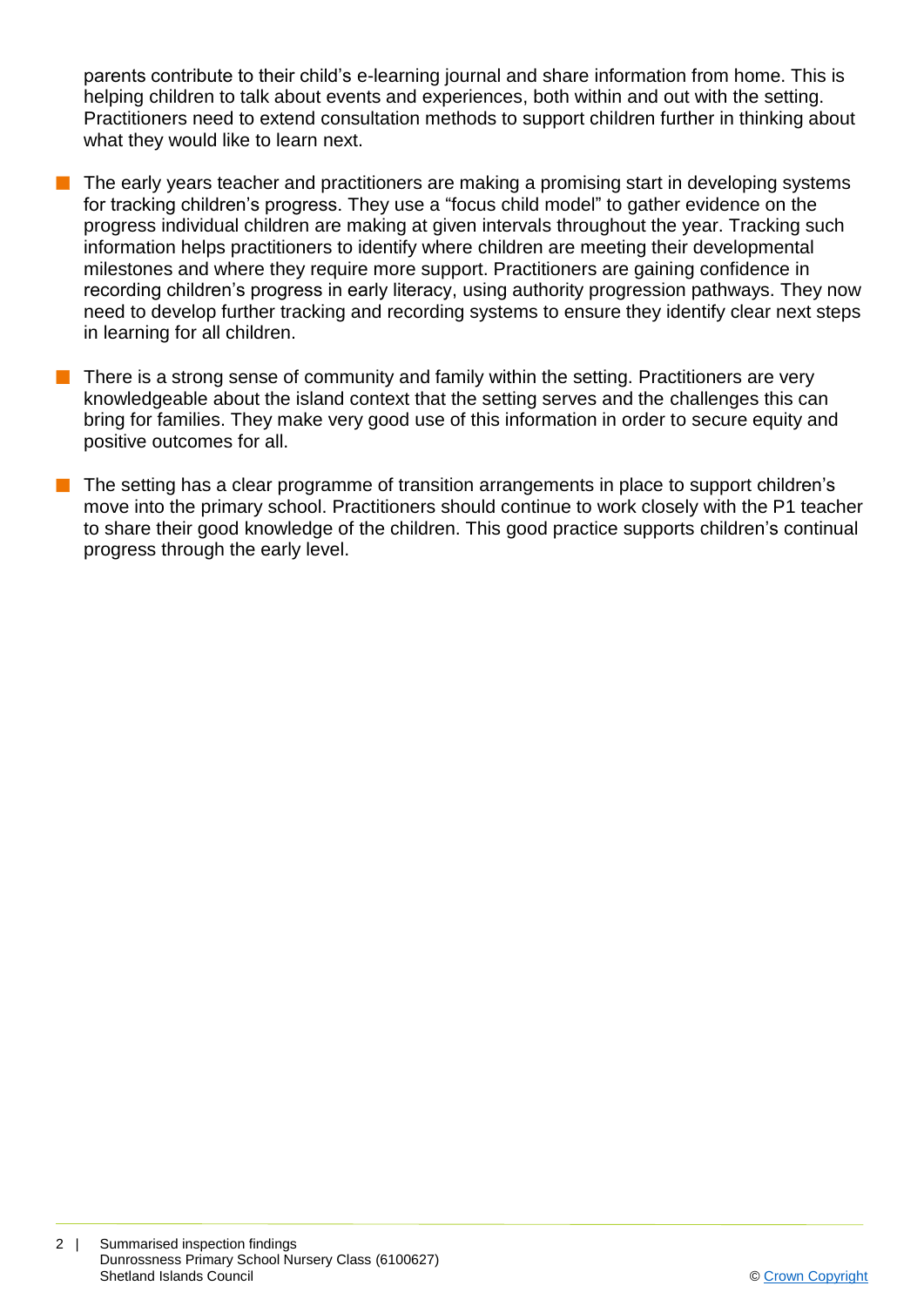parents contribute to their child's e-learning journal and share information from home. This is helping children to talk about events and experiences, both within and out with the setting. Practitioners need to extend consultation methods to support children further in thinking about what they would like to learn next.

- The early years teacher and practitioners are making a promising start in developing systems for tracking children's progress. They use a "focus child model" to gather evidence on the progress individual children are making at given intervals throughout the year. Tracking such information helps practitioners to identify where children are meeting their developmental milestones and where they require more support. Practitioners are gaining confidence in recording children's progress in early literacy, using authority progression pathways. They now need to develop further tracking and recording systems to ensure they identify clear next steps in learning for all children.

- There is a strong sense of community and family within the setting. Practitioners are very knowledgeable about the island context that the setting serves and the challenges this can bring for families. They make very good use of this information in order to secure equity and positive outcomes for all.

- The setting has a clear programme of transition arrangements in place to support children's move into the primary school. Practitioners should continue to work closely with the P1 teacher to share their good knowledge of the children. This good practice supports children's continual progress through the early level.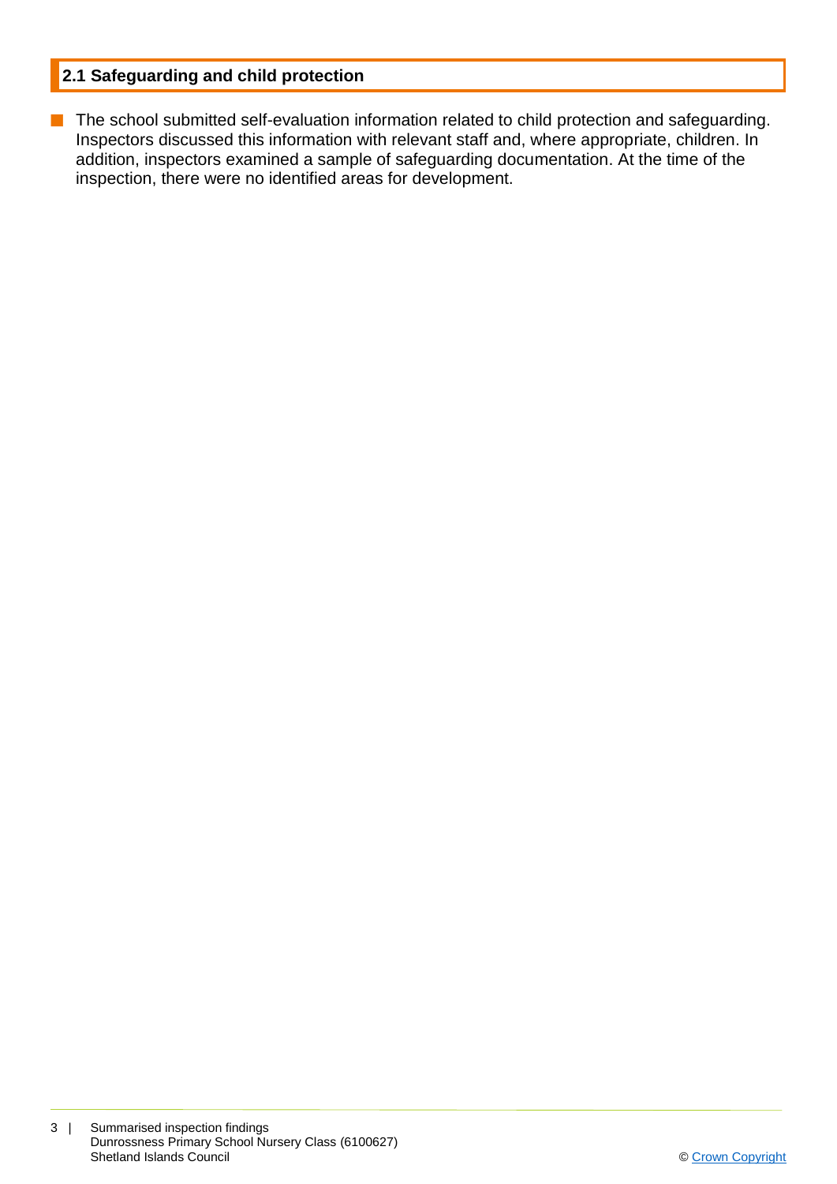## 2.1 Safeguarding and child protection

- The school submitted self-evaluation information related to child protection and safeguarding. Inspectors discussed this information with relevant staff and, where appropriate, children. In addition, inspectors examined a sample of safeguarding documentation. At the time of the inspection, there were no identified areas for development.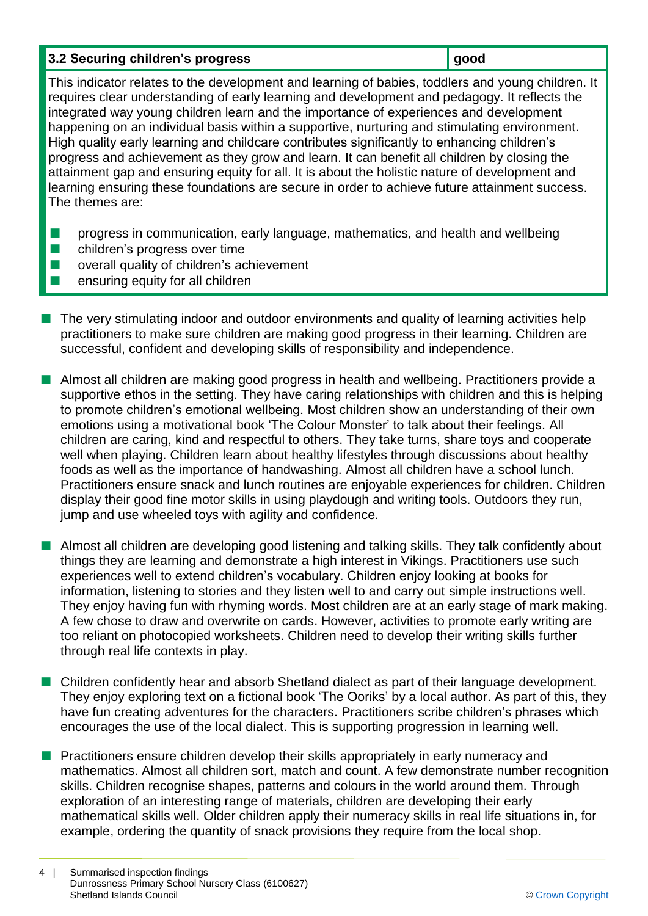| 3.2 Securing children's progress | good |
|---|---|

This indicator relates to the development and learning of babies, toddlers and young children. It requires clear understanding of early learning and development and pedagogy. It reflects the integrated way young children learn and the importance of experiences and development happening on an individual basis within a supportive, nurturing and stimulating environment. High quality early learning and childcare contributes significantly to enhancing children's progress and achievement as they grow and learn. It can benefit all children by closing the attainment gap and ensuring equity for all. It is about the holistic nature of development and learning ensuring these foundations are secure in order to achieve future attainment success. The themes are:

- progress in communication, early language, mathematics, and health and wellbeing
- children's progress over time
- overall quality of children's achievement
- ensuring equity for all children

- The very stimulating indoor and outdoor environments and quality of learning activities help practitioners to make sure children are making good progress in their learning. Children are successful, confident and developing skills of responsibility and independence.

- Almost all children are making good progress in health and wellbeing. Practitioners provide a supportive ethos in the setting. They have caring relationships with children and this is helping to promote children's emotional wellbeing. Most children show an understanding of their own emotions using a motivational book 'The Colour Monster' to talk about their feelings. All children are caring, kind and respectful to others. They take turns, share toys and cooperate well when playing. Children learn about healthy lifestyles through discussions about healthy foods as well as the importance of handwashing. Almost all children have a school lunch. Practitioners ensure snack and lunch routines are enjoyable experiences for children. Children display their good fine motor skills in using playdough and writing tools. Outdoors they run, jump and use wheeled toys with agility and confidence.

- Almost all children are developing good listening and talking skills. They talk confidently about things they are learning and demonstrate a high interest in Vikings. Practitioners use such experiences well to extend children's vocabulary. Children enjoy looking at books for information, listening to stories and they listen well to and carry out simple instructions well. They enjoy having fun with rhyming words. Most children are at an early stage of mark making. A few chose to draw and overwrite on cards. However, activities to promote early writing are too reliant on photocopied worksheets. Children need to develop their writing skills further through real life contexts in play.

- Children confidently hear and absorb Shetland dialect as part of their language development. They enjoy exploring text on a fictional book 'The Ooriks' by a local author. As part of this, they have fun creating adventures for the characters. Practitioners scribe children's phrases which encourages the use of the local dialect. This is supporting progression in learning well.

- Practitioners ensure children develop their skills appropriately in early numeracy and mathematics. Almost all children sort, match and count. A few demonstrate number recognition skills. Children recognise shapes, patterns and colours in the world around them. Through exploration of an interesting range of materials, children are developing their early mathematical skills well. Older children apply their numeracy skills in real life situations in, for example, ordering the quantity of snack provisions they require from the local shop.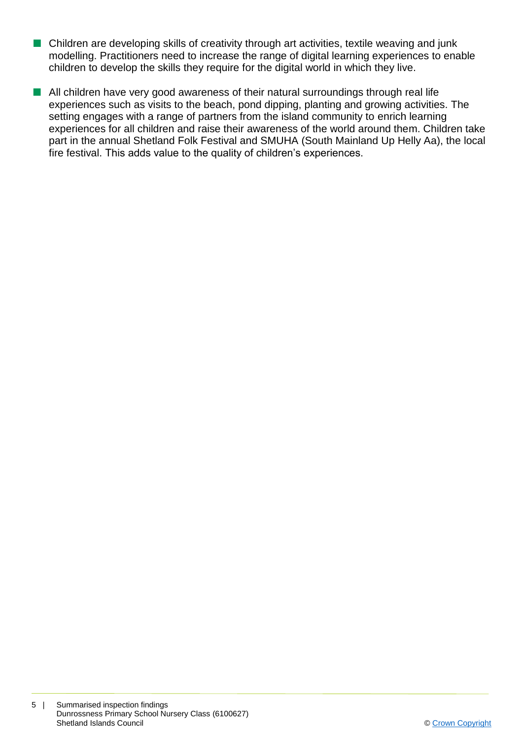- Children are developing skills of creativity through art activities, textile weaving and junk modelling. Practitioners need to increase the range of digital learning experiences to enable children to develop the skills they require for the digital world in which they live.
- All children have very good awareness of their natural surroundings through real life experiences such as visits to the beach, pond dipping, planting and growing activities. The setting engages with a range of partners from the island community to enrich learning experiences for all children and raise their awareness of the world around them. Children take part in the annual Shetland Folk Festival and SMUHA (South Mainland Up Helly Aa), the local fire festival. This adds value to the quality of children's experiences.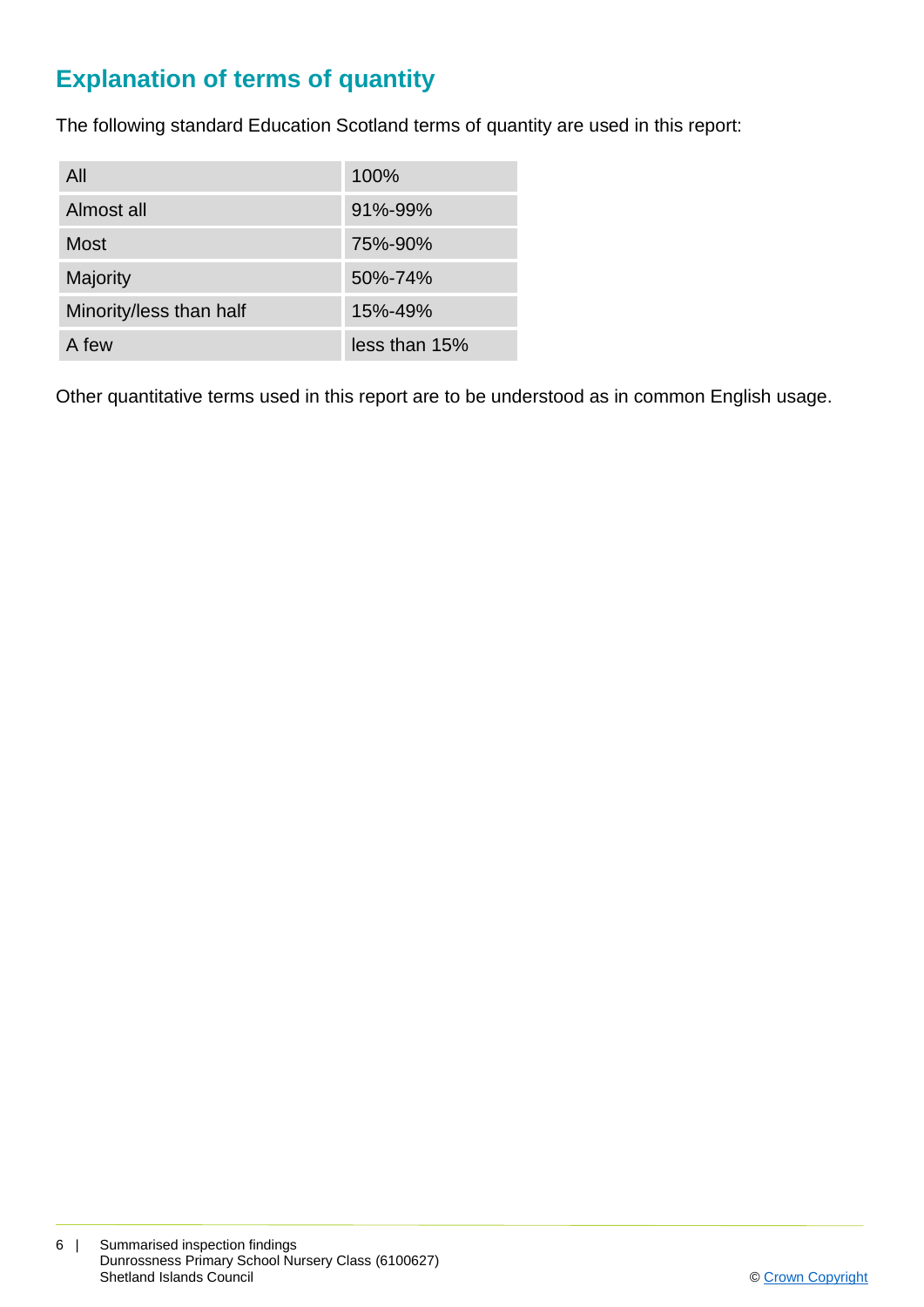## Explanation of terms of quantity

The following standard Education Scotland terms of quantity are used in this report:

| | |
|---|---|
| All | 100% |
| Almost all | 91%-99% |
| Most | 75%-90% |
| Majority | 50%-74% |
| Minority/less than half | 15%-49% |
| A few | less than 15% |

Other quantitative terms used in this report are to be understood as in common English usage.